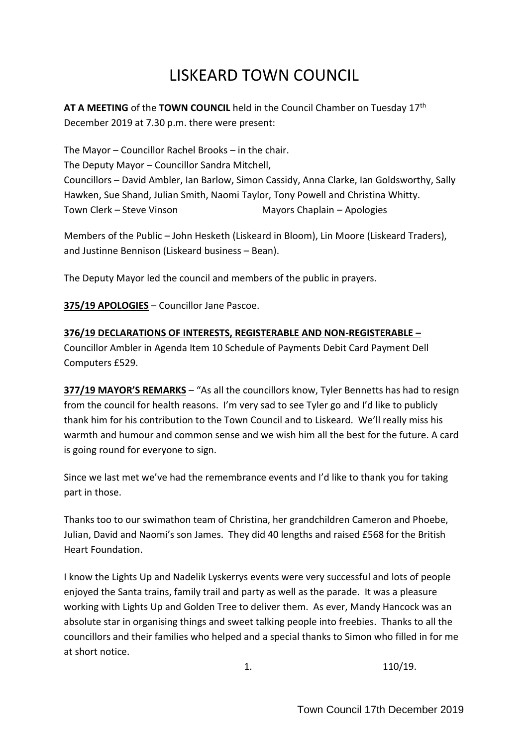# LISKEARD TOWN COUNCIL

**AT A MEETING** of the **TOWN COUNCIL** held in the Council Chamber on Tuesday 17th December 2019 at 7.30 p.m. there were present:

The Mayor – Councillor Rachel Brooks – in the chair.
The Deputy Mayor – Councillor Sandra Mitchell,
Councillors – David Ambler, Ian Barlow, Simon Cassidy, Anna Clarke, Ian Goldsworthy, Sally Hawken, Sue Shand, Julian Smith, Naomi Taylor, Tony Powell and Christina Whitty.
Town Clerk – Steve Vinson Mayors Chaplain – Apologies

Members of the Public – John Hesketh (Liskeard in Bloom), Lin Moore (Liskeard Traders), and Justinne Bennison (Liskeard business – Bean).

The Deputy Mayor led the council and members of the public in prayers.

**375/19 APOLOGIES** – Councillor Jane Pascoe.

**376/19 DECLARATIONS OF INTERESTS, REGISTERABLE AND NON-REGISTERABLE –** Councillor Ambler in Agenda Item 10 Schedule of Payments Debit Card Payment Dell Computers £529.

**377/19 MAYOR'S REMARKS** – "As all the councillors know, Tyler Bennetts has had to resign from the council for health reasons. I'm very sad to see Tyler go and I'd like to publicly thank him for his contribution to the Town Council and to Liskeard. We'll really miss his warmth and humour and common sense and we wish him all the best for the future. A card is going round for everyone to sign.

Since we last met we've had the remembrance events and I'd like to thank you for taking part in those.

Thanks too to our swimathon team of Christina, her grandchildren Cameron and Phoebe, Julian, David and Naomi's son James. They did 40 lengths and raised £568 for the British Heart Foundation.

I know the Lights Up and Nadelik Lyskerrys events were very successful and lots of people enjoyed the Santa trains, family trail and party as well as the parade. It was a pleasure working with Lights Up and Golden Tree to deliver them. As ever, Mandy Hancock was an absolute star in organising things and sweet talking people into freebies. Thanks to all the councillors and their families who helped and a special thanks to Simon who filled in for me at short notice.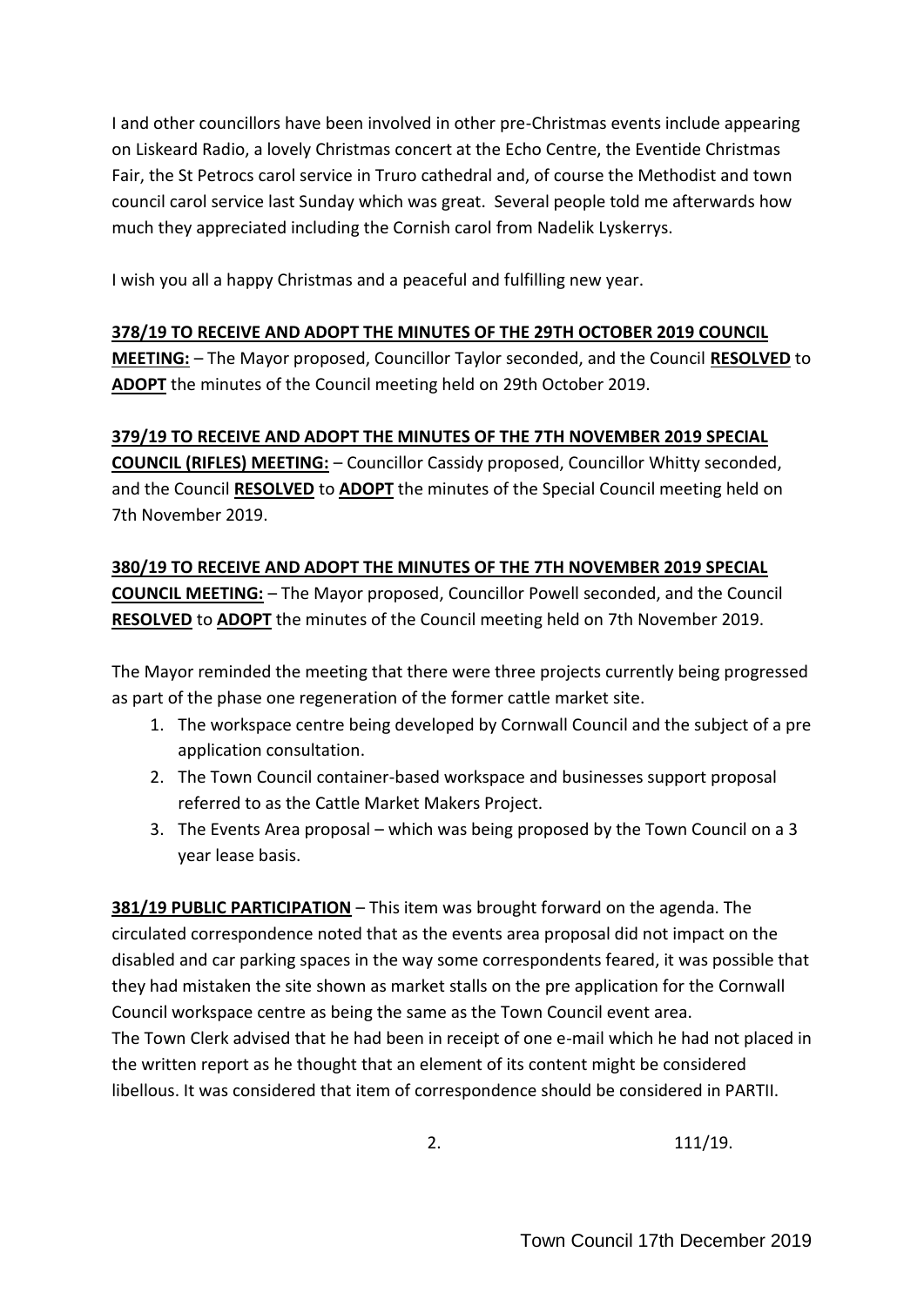I and other councillors have been involved in other pre-Christmas events include appearing on Liskeard Radio, a lovely Christmas concert at the Echo Centre, the Eventide Christmas Fair, the St Petrocs carol service in Truro cathedral and, of course the Methodist and town council carol service last Sunday which was great. Several people told me afterwards how much they appreciated including the Cornish carol from Nadelik Lyskerrys.

I wish you all a happy Christmas and a peaceful and fulfilling new year.

**378/19 TO RECEIVE AND ADOPT THE MINUTES OF THE 29TH OCTOBER 2019 COUNCIL MEETING:** – The Mayor proposed, Councillor Taylor seconded, and the Council **RESOLVED** to **ADOPT** the minutes of the Council meeting held on 29th October 2019.

**379/19 TO RECEIVE AND ADOPT THE MINUTES OF THE 7TH NOVEMBER 2019 SPECIAL COUNCIL (RIFLES) MEETING:** – Councillor Cassidy proposed, Councillor Whitty seconded, and the Council **RESOLVED** to **ADOPT** the minutes of the Special Council meeting held on 7th November 2019.

**380/19 TO RECEIVE AND ADOPT THE MINUTES OF THE 7TH NOVEMBER 2019 SPECIAL COUNCIL MEETING:** – The Mayor proposed, Councillor Powell seconded, and the Council **RESOLVED** to **ADOPT** the minutes of the Council meeting held on 7th November 2019.

The Mayor reminded the meeting that there were three projects currently being progressed as part of the phase one regeneration of the former cattle market site.

1. The workspace centre being developed by Cornwall Council and the subject of a pre application consultation.
2. The Town Council container-based workspace and businesses support proposal referred to as the Cattle Market Makers Project.
3. The Events Area proposal – which was being proposed by the Town Council on a 3 year lease basis.

**381/19 PUBLIC PARTICIPATION** – This item was brought forward on the agenda. The circulated correspondence noted that as the events area proposal did not impact on the disabled and car parking spaces in the way some correspondents feared, it was possible that they had mistaken the site shown as market stalls on the pre application for the Cornwall Council workspace centre as being the same as the Town Council event area.
The Town Clerk advised that he had been in receipt of one e-mail which he had not placed in the written report as he thought that an element of its content might be considered libellous. It was considered that item of correspondence should be considered in PARTII.

111/19.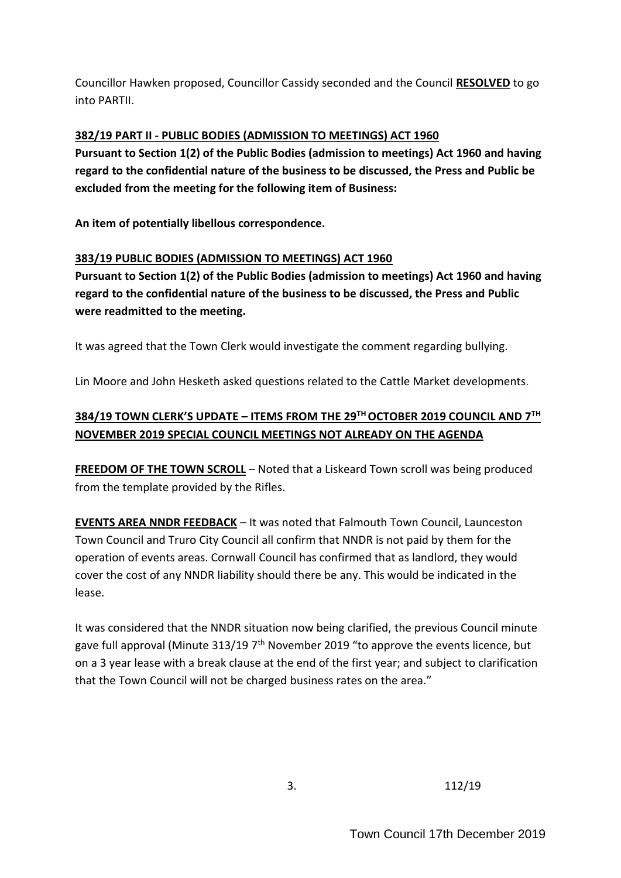Councillor Hawken proposed, Councillor Cassidy seconded and the Council **RESOLVED** to go into PARTII.

**382/19 PART II - PUBLIC BODIES (ADMISSION TO MEETINGS) ACT 1960**

**Pursuant to Section 1(2) of the Public Bodies (admission to meetings) Act 1960 and having regard to the confidential nature of the business to be discussed, the Press and Public be excluded from the meeting for the following item of Business:**

**An item of potentially libellous correspondence.**

**383/19 PUBLIC BODIES (ADMISSION TO MEETINGS) ACT 1960**

**Pursuant to Section 1(2) of the Public Bodies (admission to meetings) Act 1960 and having regard to the confidential nature of the business to be discussed, the Press and Public were readmitted to the meeting.**

It was agreed that the Town Clerk would investigate the comment regarding bullying.

Lin Moore and John Hesketh asked questions related to the Cattle Market developments.

**384/19 TOWN CLERK'S UPDATE – ITEMS FROM THE 29TH OCTOBER 2019 COUNCIL AND 7TH NOVEMBER 2019 SPECIAL COUNCIL MEETINGS NOT ALREADY ON THE AGENDA**

**FREEDOM OF THE TOWN SCROLL** – Noted that a Liskeard Town scroll was being produced from the template provided by the Rifles.

**EVENTS AREA NNDR FEEDBACK** – It was noted that Falmouth Town Council, Launceston Town Council and Truro City Council all confirm that NNDR is not paid by them for the operation of events areas. Cornwall Council has confirmed that as landlord, they would cover the cost of any NNDR liability should there be any. This would be indicated in the lease.

It was considered that the NNDR situation now being clarified, the previous Council minute gave full approval (Minute 313/19 7th November 2019 "to approve the events licence, but on a 3 year lease with a break clause at the end of the first year; and subject to clarification that the Town Council will not be charged business rates on the area."

112/19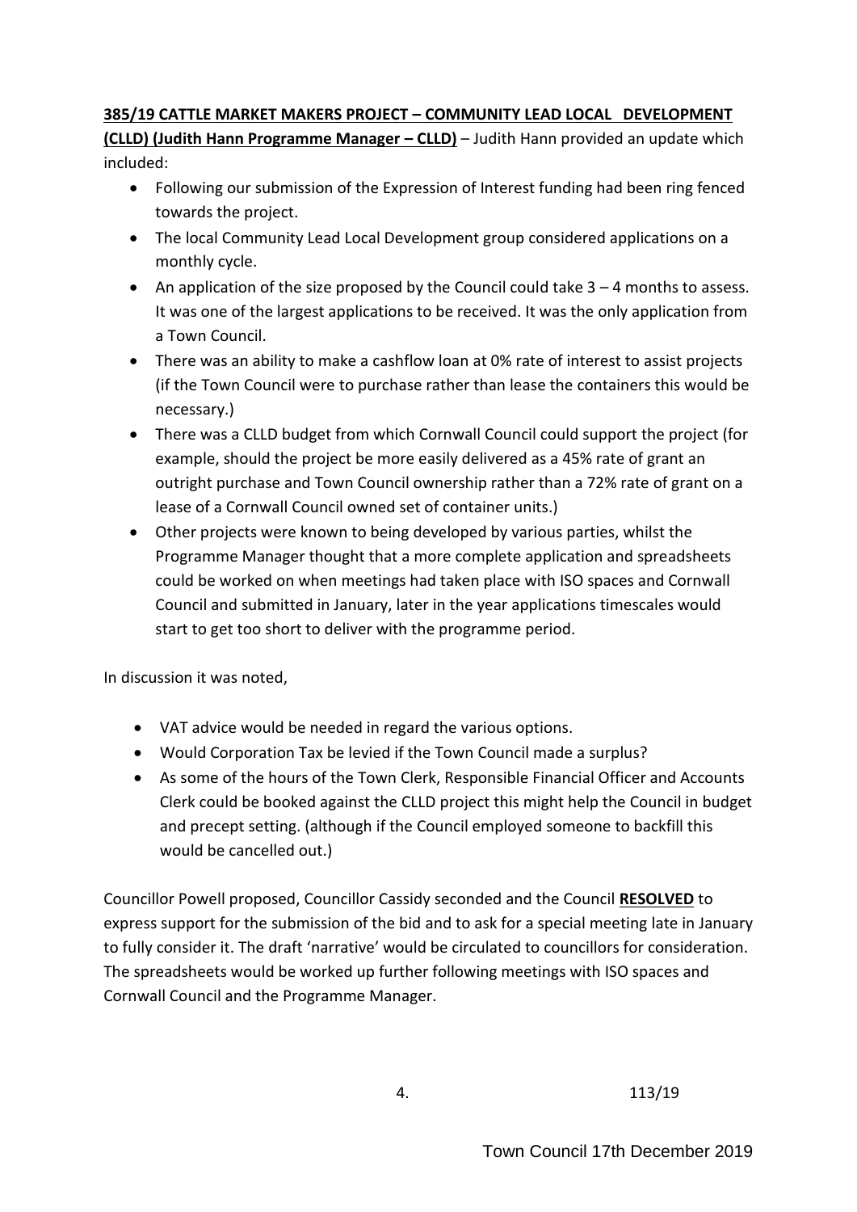**<u>385/19 CATTLE MARKET MAKERS PROJECT – COMMUNITY LEAD LOCAL DEVELOPMENT (CLLD) (Judith Hann Programme Manager – CLLD)</u>** – Judith Hann provided an update which included:

- Following our submission of the Expression of Interest funding had been ring fenced towards the project.
- The local Community Lead Local Development group considered applications on a monthly cycle.
- An application of the size proposed by the Council could take 3 – 4 months to assess. It was one of the largest applications to be received. It was the only application from a Town Council.
- There was an ability to make a cashflow loan at 0% rate of interest to assist projects (if the Town Council were to purchase rather than lease the containers this would be necessary.)
- There was a CLLD budget from which Cornwall Council could support the project (for example, should the project be more easily delivered as a 45% rate of grant an outright purchase and Town Council ownership rather than a 72% rate of grant on a lease of a Cornwall Council owned set of container units.)
- Other projects were known to being developed by various parties, whilst the Programme Manager thought that a more complete application and spreadsheets could be worked on when meetings had taken place with ISO spaces and Cornwall Council and submitted in January, later in the year applications timescales would start to get too short to deliver with the programme period.

In discussion it was noted,

- VAT advice would be needed in regard the various options.
- Would Corporation Tax be levied if the Town Council made a surplus?
- As some of the hours of the Town Clerk, Responsible Financial Officer and Accounts Clerk could be booked against the CLLD project this might help the Council in budget and precept setting. (although if the Council employed someone to backfill this would be cancelled out.)

Councillor Powell proposed, Councillor Cassidy seconded and the Council **<u>RESOLVED</u>** to express support for the submission of the bid and to ask for a special meeting late in January to fully consider it. The draft 'narrative' would be circulated to councillors for consideration. The spreadsheets would be worked up further following meetings with ISO spaces and Cornwall Council and the Programme Manager.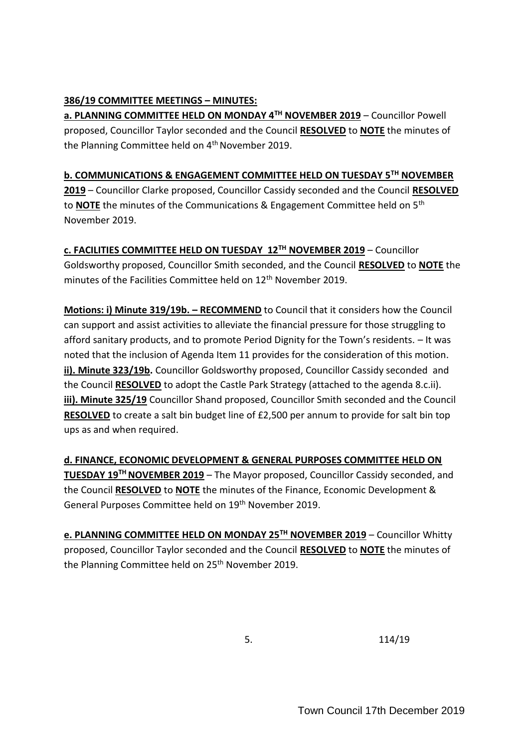**386/19 COMMITTEE MEETINGS – MINUTES:**

**a. PLANNING COMMITTEE HELD ON MONDAY 4TH NOVEMBER 2019** – Councillor Powell proposed, Councillor Taylor seconded and the Council **RESOLVED** to **NOTE** the minutes of the Planning Committee held on 4th November 2019.

**b. COMMUNICATIONS & ENGAGEMENT COMMITTEE HELD ON TUESDAY 5TH NOVEMBER 2019** – Councillor Clarke proposed, Councillor Cassidy seconded and the Council **RESOLVED** to **NOTE** the minutes of the Communications & Engagement Committee held on 5th November 2019.

**c. FACILITIES COMMITTEE HELD ON TUESDAY 12TH NOVEMBER 2019** – Councillor Goldsworthy proposed, Councillor Smith seconded, and the Council **RESOLVED** to **NOTE** the minutes of the Facilities Committee held on 12th November 2019.

**Motions: i) Minute 319/19b. – RECOMMEND** to Council that it considers how the Council can support and assist activities to alleviate the financial pressure for those struggling to afford sanitary products, and to promote Period Dignity for the Town's residents. – It was noted that the inclusion of Agenda Item 11 provides for the consideration of this motion.
**ii). Minute 323/19b.** Councillor Goldsworthy proposed, Councillor Cassidy seconded and the Council **RESOLVED** to adopt the Castle Park Strategy (attached to the agenda 8.c.ii).
**iii). Minute 325/19** Councillor Shand proposed, Councillor Smith seconded and the Council **RESOLVED** to create a salt bin budget line of £2,500 per annum to provide for salt bin top ups as and when required.

**d. FINANCE, ECONOMIC DEVELOPMENT & GENERAL PURPOSES COMMITTEE HELD ON TUESDAY 19TH NOVEMBER 2019** – The Mayor proposed, Councillor Cassidy seconded, and the Council **RESOLVED** to **NOTE** the minutes of the Finance, Economic Development & General Purposes Committee held on 19th November 2019.

**e. PLANNING COMMITTEE HELD ON MONDAY 25TH NOVEMBER 2019** – Councillor Whitty proposed, Councillor Taylor seconded and the Council **RESOLVED** to **NOTE** the minutes of the Planning Committee held on 25th November 2019.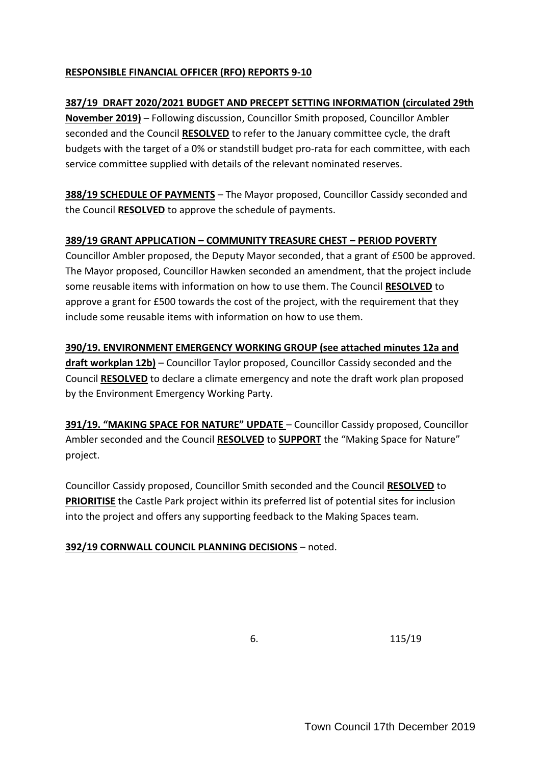**RESPONSIBLE FINANCIAL OFFICER (RFO) REPORTS 9-10**

**387/19 DRAFT 2020/2021 BUDGET AND PRECEPT SETTING INFORMATION (circulated 29th November 2019)** – Following discussion, Councillor Smith proposed, Councillor Ambler seconded and the Council **RESOLVED** to refer to the January committee cycle, the draft budgets with the target of a 0% or standstill budget pro-rata for each committee, with each service committee supplied with details of the relevant nominated reserves.

**388/19 SCHEDULE OF PAYMENTS** – The Mayor proposed, Councillor Cassidy seconded and the Council **RESOLVED** to approve the schedule of payments.

**389/19 GRANT APPLICATION – COMMUNITY TREASURE CHEST – PERIOD POVERTY**

Councillor Ambler proposed, the Deputy Mayor seconded, that a grant of £500 be approved. The Mayor proposed, Councillor Hawken seconded an amendment, that the project include some reusable items with information on how to use them. The Council **RESOLVED** to approve a grant for £500 towards the cost of the project, with the requirement that they include some reusable items with information on how to use them.

**390/19. ENVIRONMENT EMERGENCY WORKING GROUP (see attached minutes 12a and draft workplan 12b)** – Councillor Taylor proposed, Councillor Cassidy seconded and the Council **RESOLVED** to declare a climate emergency and note the draft work plan proposed by the Environment Emergency Working Party.

**391/19. "MAKING SPACE FOR NATURE" UPDATE** – Councillor Cassidy proposed, Councillor Ambler seconded and the Council **RESOLVED** to **SUPPORT** the "Making Space for Nature" project.

Councillor Cassidy proposed, Councillor Smith seconded and the Council **RESOLVED** to **PRIORITISE** the Castle Park project within its preferred list of potential sites for inclusion into the project and offers any supporting feedback to the Making Spaces team.

**392/19 CORNWALL COUNCIL PLANNING DECISIONS** – noted.

115/19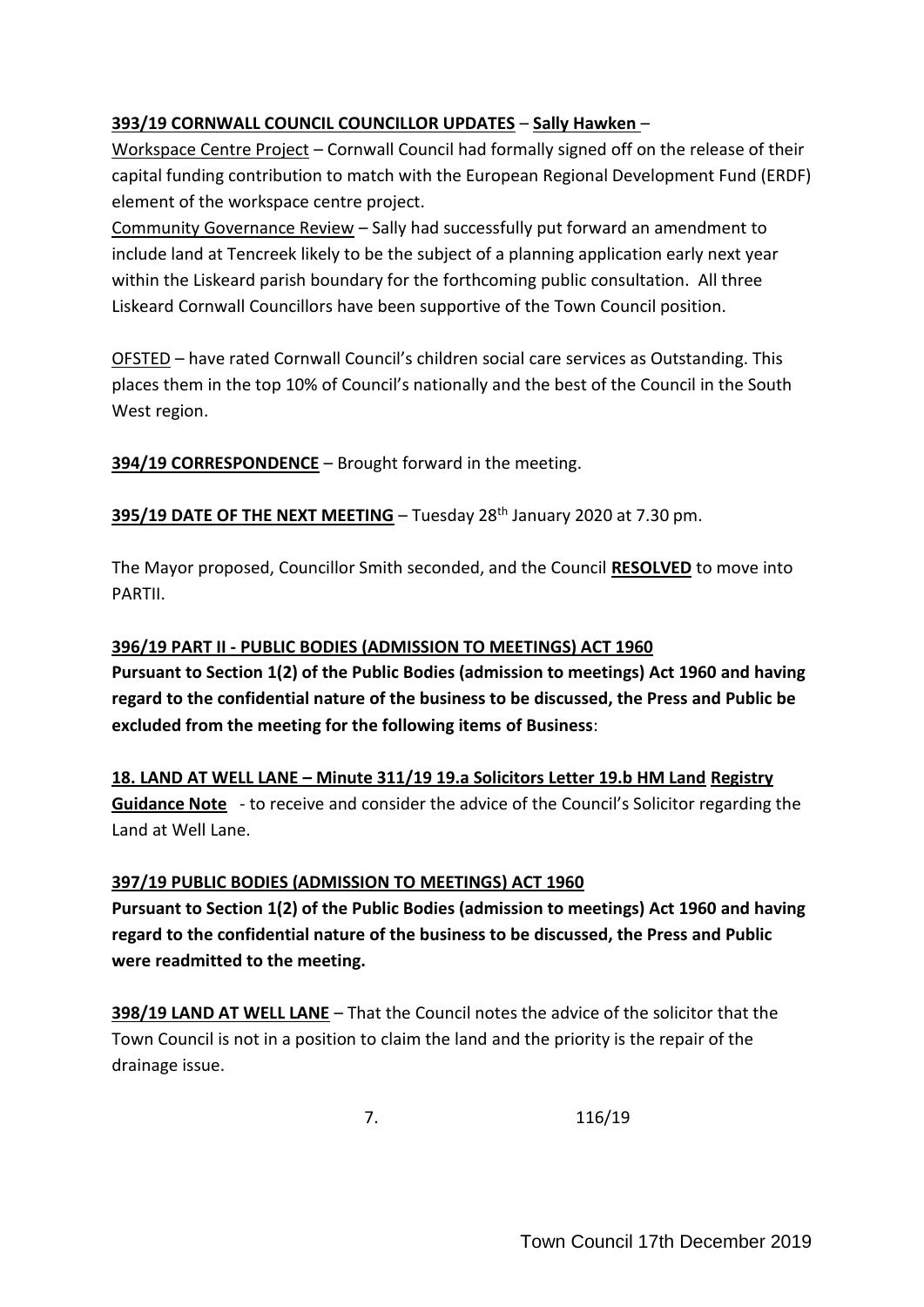**393/19 CORNWALL COUNCIL COUNCILLOR UPDATES** – **Sally Hawken** –

Workspace Centre Project – Cornwall Council had formally signed off on the release of their capital funding contribution to match with the European Regional Development Fund (ERDF) element of the workspace centre project.

Community Governance Review – Sally had successfully put forward an amendment to include land at Tencreek likely to be the subject of a planning application early next year within the Liskeard parish boundary for the forthcoming public consultation. All three Liskeard Cornwall Councillors have been supportive of the Town Council position.

OFSTED – have rated Cornwall Council's children social care services as Outstanding. This places them in the top 10% of Council's nationally and the best of the Council in the South West region.

**394/19 CORRESPONDENCE** – Brought forward in the meeting.

**395/19 DATE OF THE NEXT MEETING** – Tuesday 28th January 2020 at 7.30 pm.

The Mayor proposed, Councillor Smith seconded, and the Council **RESOLVED** to move into PARTII.

**396/19 PART II - PUBLIC BODIES (ADMISSION TO MEETINGS) ACT 1960**

**Pursuant to Section 1(2) of the Public Bodies (admission to meetings) Act 1960 and having regard to the confidential nature of the business to be discussed, the Press and Public be excluded from the meeting for the following items of Business**:

**18. LAND AT WELL LANE – Minute 311/19 19.a Solicitors Letter 19.b HM Land Registry Guidance Note** - to receive and consider the advice of the Council's Solicitor regarding the Land at Well Lane.

**397/19 PUBLIC BODIES (ADMISSION TO MEETINGS) ACT 1960**

**Pursuant to Section 1(2) of the Public Bodies (admission to meetings) Act 1960 and having regard to the confidential nature of the business to be discussed, the Press and Public were readmitted to the meeting.**

**398/19 LAND AT WELL LANE** – That the Council notes the advice of the solicitor that the Town Council is not in a position to claim the land and the priority is the repair of the drainage issue.